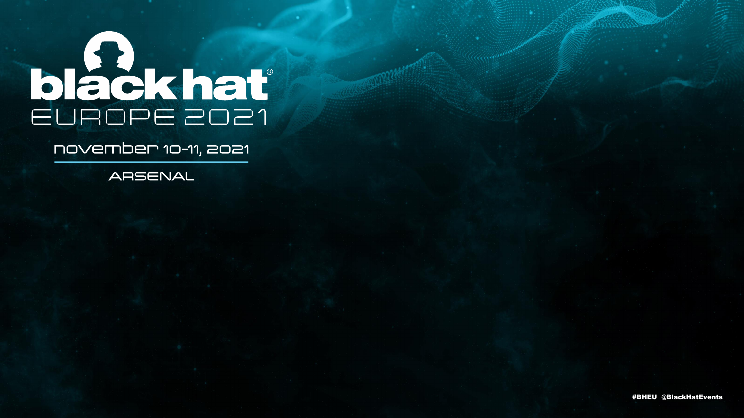# black hat

## EUROPE 2021

november 10-11, 2021

ARSENAL

#BHEU @BlackHatEvents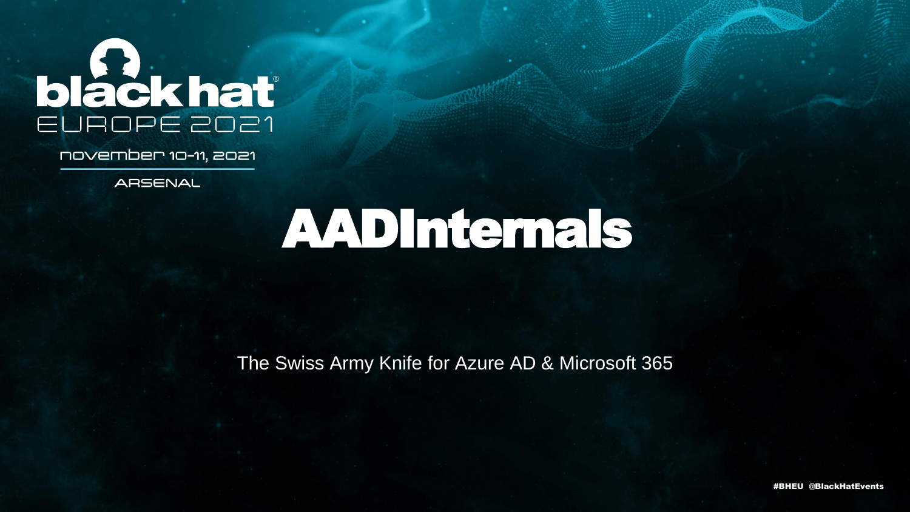black hat

EUROPE 2021

november 10-11, 2021

ARSENAL

# AADInternals

The Swiss Army Knife for Azure AD & Microsoft 365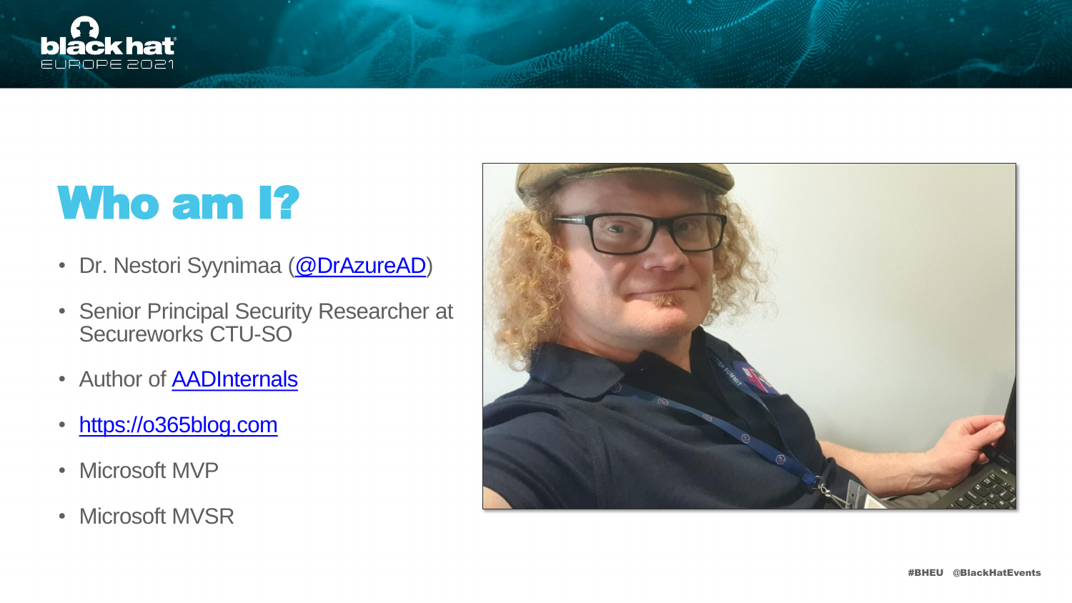# Who am I?

- Dr. Nestori Syynimaa (@DrAzureAD)
- Senior Principal Security Researcher at Secureworks CTU-SO
- Author of AADInternals
- https://o365blog.com
- Microsoft MVP
- Microsoft MVSR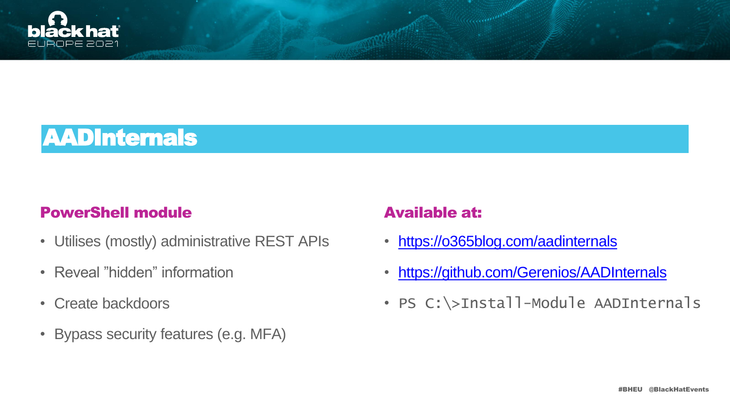# AADInternals

## PowerShell module

- Utilises (mostly) administrative REST APIs
- Reveal ”hidden” information
- Create backdoors
- Bypass security features (e.g. MFA)

## Available at:

- [https://o365blog.com/aadinternals](https://o365blog.com/aadinternals)
- [https://github.com/Gerenios/AADInternals](https://github.com/Gerenios/AADInternals)
- `PS C:\>Install-Module AADInternals`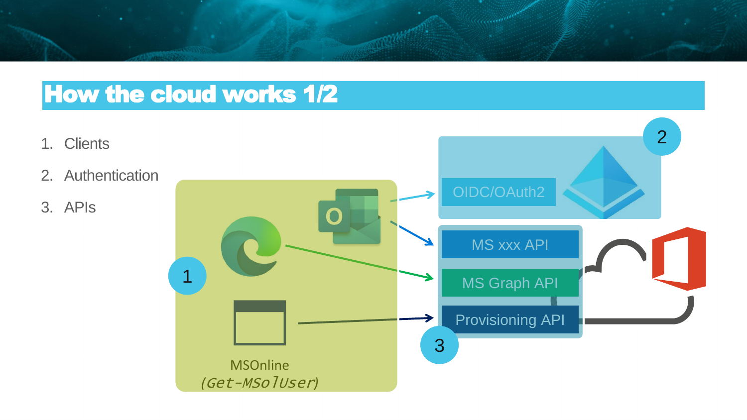# How the cloud works 1/2

1. Clients
2. Authentication
3. APIs

1

MSOnline
(Get-MSolUser)

2

OIDC/OAuth2

3

MS xxx API

MS Graph API

Provisioning API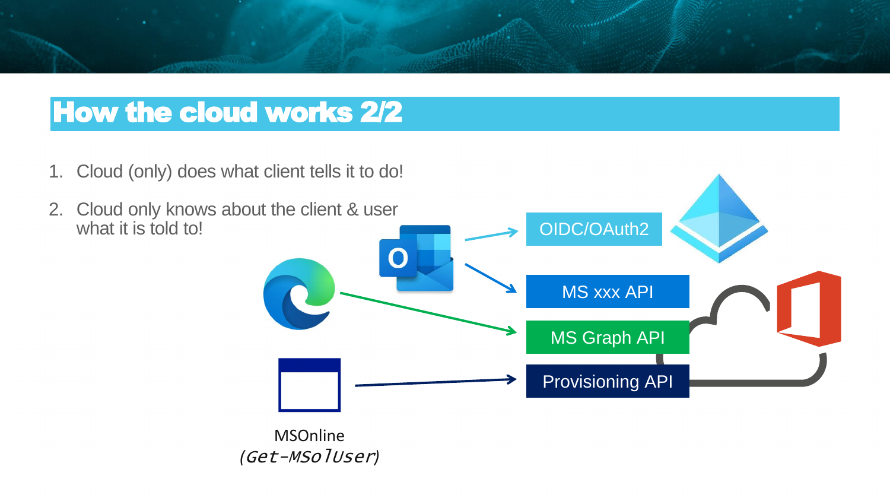# How the cloud works 2/2

1. Cloud (only) does what client tells it to do!
2. Cloud only knows about the client & user what it is told to!

OIDC/OAuth2

MS xxx API

MS Graph API

Provisioning API

MSOnline
*(Get-MSolUser)*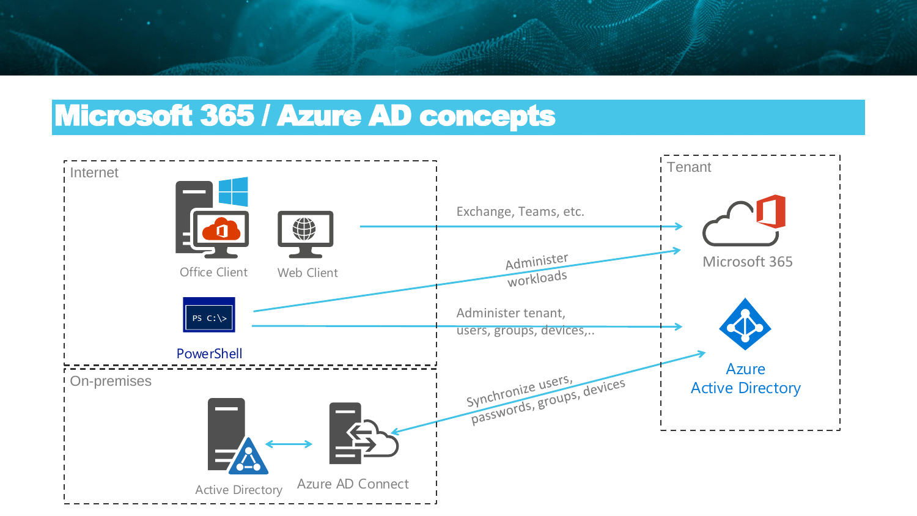# Microsoft 365 / Azure AD concepts

Internet

Office Client

Web Client

PowerShell

Exchange, Teams, etc.

Administer workloads

Administer tenant, users, groups, devices,..

On-premises

Active Directory

Azure AD Connect

Synchronize users, passwords, groups, devices

Tenant

Microsoft 365

Azure Active Directory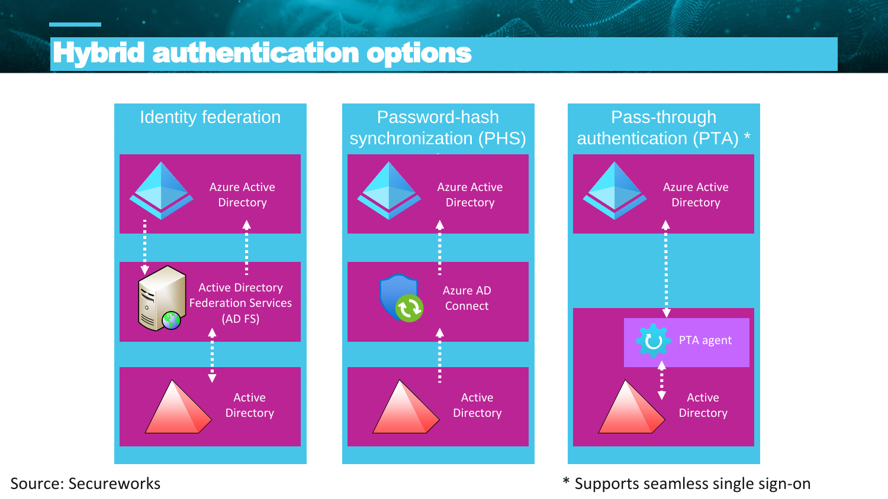# Hybrid authentication options

## Identity federation

- Azure Active Directory
- Active Directory Federation Services (AD FS)
- Active Directory

## Password-hash synchronization (PHS)

- Azure Active Directory
- Azure AD Connect
- Active Directory

## Pass-through authentication (PTA) *

- Azure Active Directory
- PTA agent
- Active Directory

Source: Secureworks

* Supports seamless single sign-on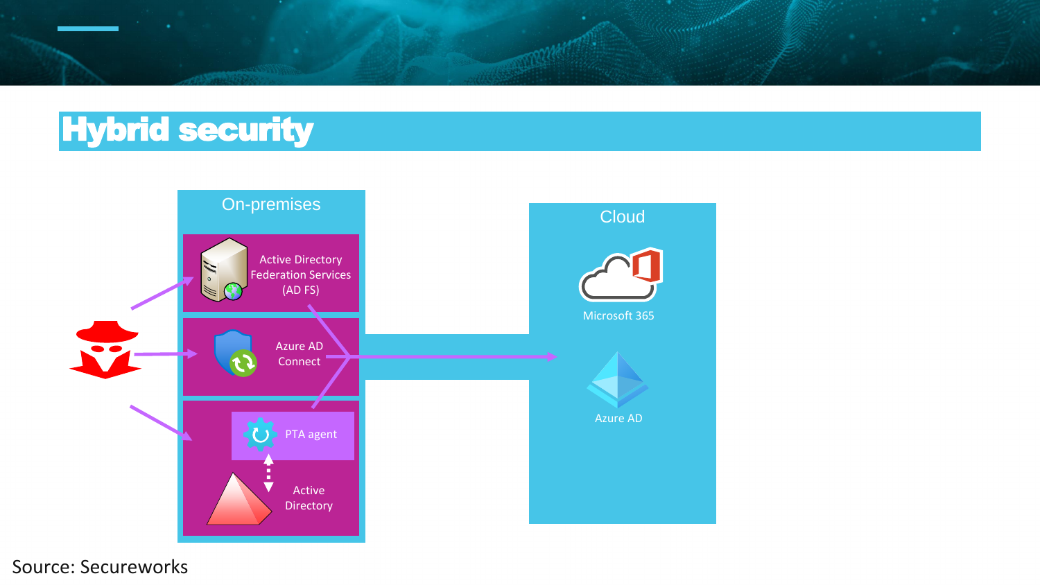# Hybrid security

On-premises

Active Directory Federation Services (AD FS)

Azure AD Connect

PTA agent

Active Directory

Cloud

Microsoft 365

Azure AD

Source: Secureworks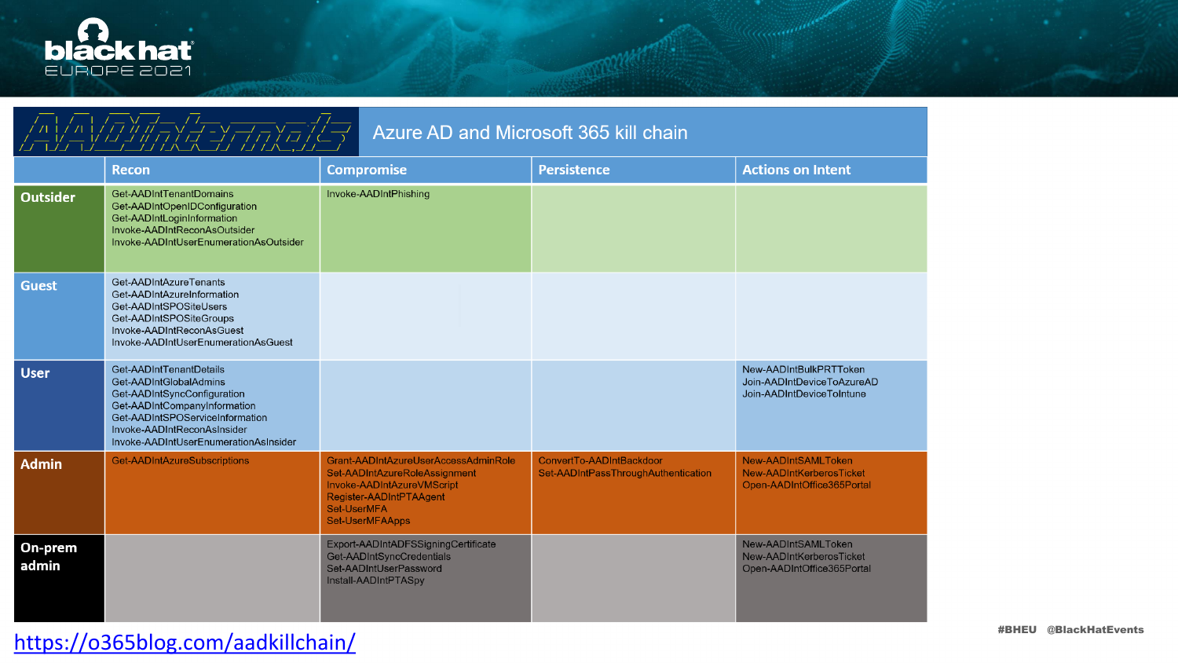# Azure AD and Microsoft 365 kill chain

| | Recon | Compromise | Persistence | Actions on Intent |
|---|---|---|---|---|
| **Outsider** | Get-AADIntTenantDomains<br>Get-AADIntOpenIDConfiguration<br>Get-AADIntLoginInformation<br>Invoke-AADIntReconAsOutsider<br>Invoke-AADIntUserEnumerationAsOutsider | Invoke-AADIntPhishing | | |
| **Guest** | Get-AADIntAzureTenants<br>Get-AADIntAzureInformation<br>Get-AADIntSPOSiteUsers<br>Get-AADIntSPOSiteGroups<br>Invoke-AADIntReconAsGuest<br>Invoke-AADIntUserEnumerationAsGuest | | | |
| **User** | Get-AADIntTenantDetails<br>Get-AADIntGlobalAdmins<br>Get-AADIntSyncConfiguration<br>Get-AADIntCompanyInformation<br>Get-AADIntSPOServiceInformation<br>Invoke-AADIntReconAsInsider<br>Invoke-AADIntUserEnumerationAsInsider | | | New-AADIntBulkPRTToken<br>Join-AADIntDeviceToAzureAD<br>Join-AADIntDeviceToIntune |
| **Admin** | Get-AADIntAzureSubscriptions | Grant-AADIntAzureUserAccessAdminRole<br>Set-AADIntAzureRoleAssignment<br>Invoke-AADIntAzureVMScript<br>Register-AADIntPTAAgent<br>Set-UserMFA<br>Set-UserMFAApps | ConvertTo-AADIntBackdoor<br>Set-AADIntPassThroughAuthentication | New-AADIntSAMLToken<br>New-AADIntKerberosTicket<br>Open-AADIntOffice365Portal |
| **On-prem admin** | | Export-AADIntADFSSigningCertificate<br>Get-AADIntSyncCredentials<br>Set-AADIntUserPassword<br>Install-AADIntPTASpy | | New-AADIntSAMLToken<br>New-AADIntKerberosTicket<br>Open-AADIntOffice365Portal |

https://o365blog.com/aadkillchain/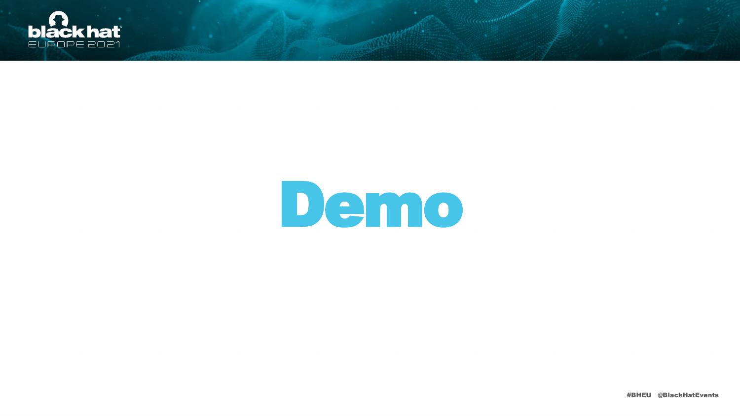# Demo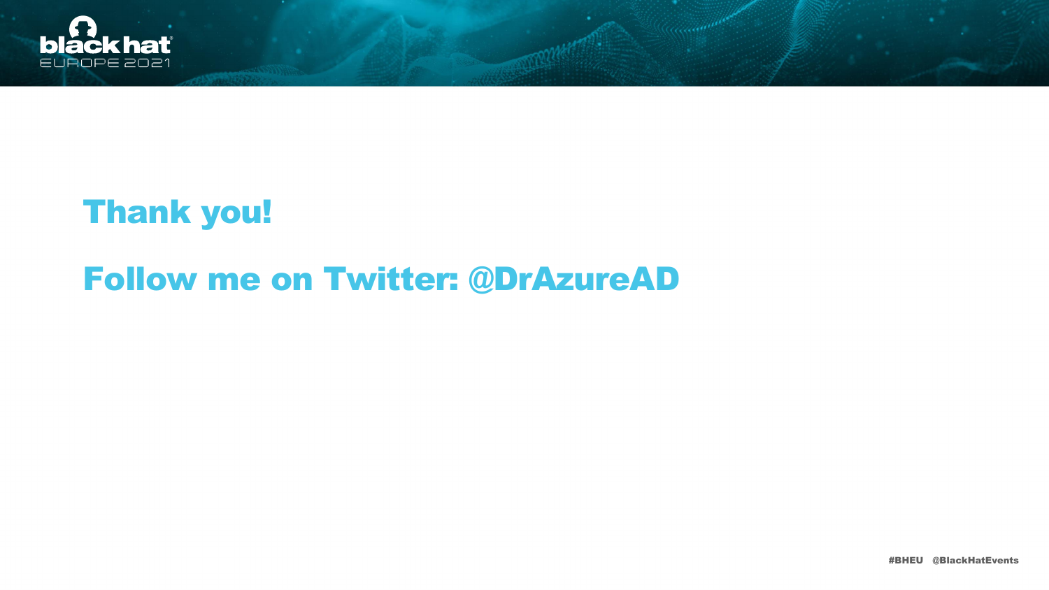# Thank you!

# Follow me on Twitter: @DrAzureAD